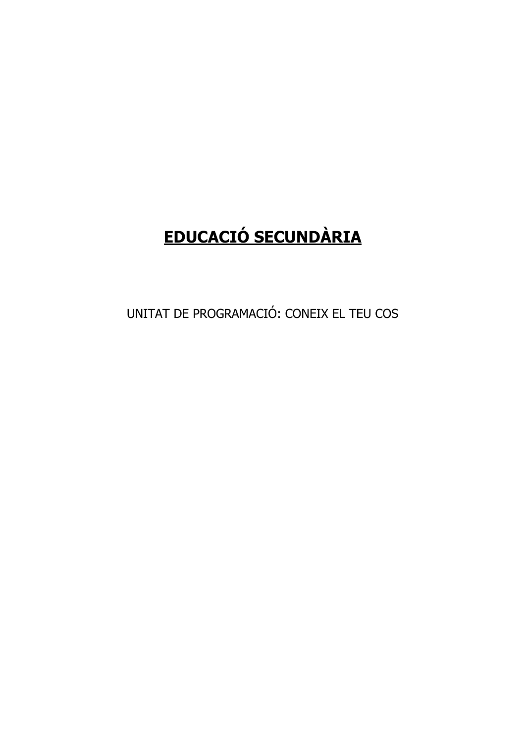# **<u>EDUCACIÓ SECUNDÀRIA</u>**

UNITAT DE PROGRAMACIÓ: CONEIX EL TEU COS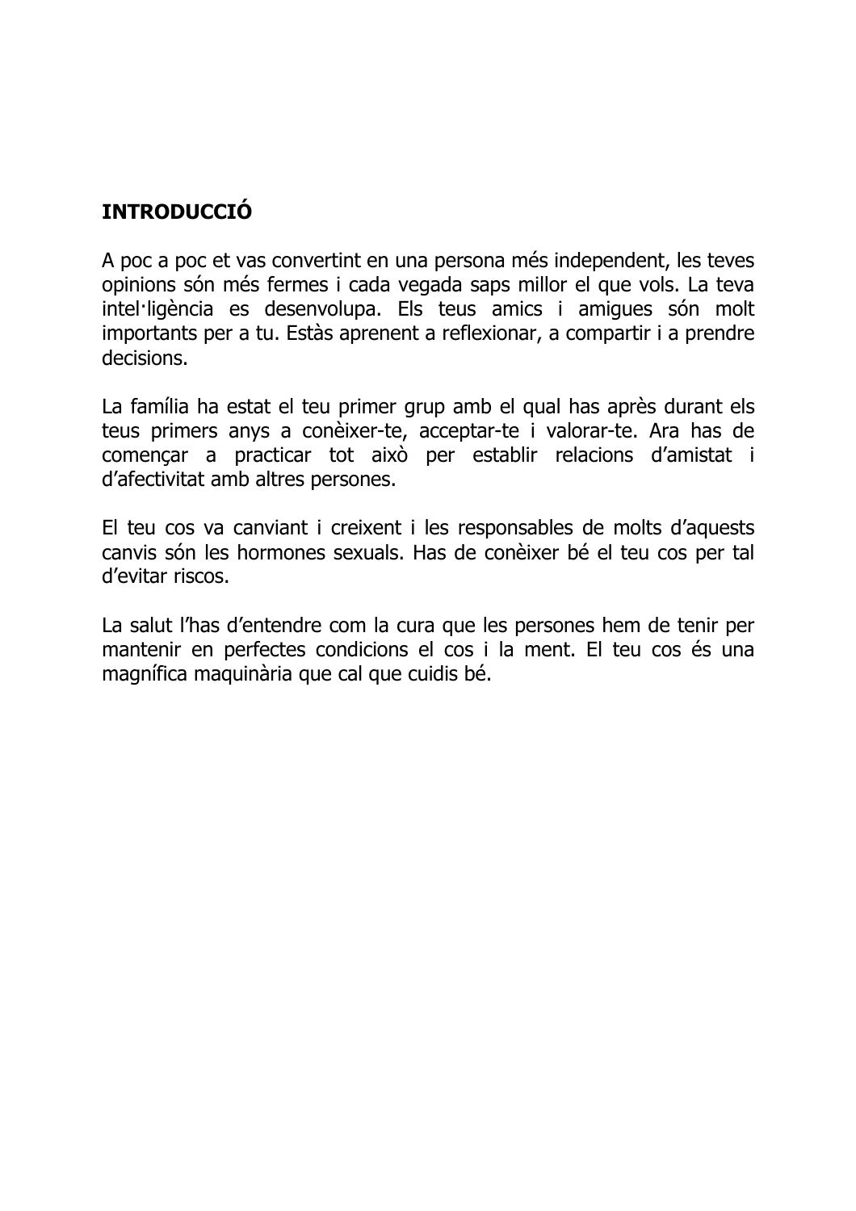## INTRODUCCIÓ

A poc a poc et vas convertint en una persona més independent, les teves opinions són més fermes i cada vegada saps millor el que vols. La teva intel·ligència es desenvolupa. Els teus amics i amigues són molt importants per a tu. Estàs aprenent a reflexionar, a compartir i a prendre decisions.

La família ha estat el teu primer grup amb el qual has après durant els teus primers anys a conèixer-te, acceptar-te i valorar-te. Ara has de començar a practicar tot això per establir relacions d'amistat i d'afectivitat amb altres persones.

El teu cos va canviant i creixent i les responsables de molts d'aquests canvis són les hormones sexuals. Has de conèixer bé el teu cos per tal d'evitar riscos.

La salut l'has d'entendre com la cura que les persones hem de tenir per mantenir en perfectes condicions el cos i la ment. El teu cos és una magnífica maquinària que cal que cuidis bé.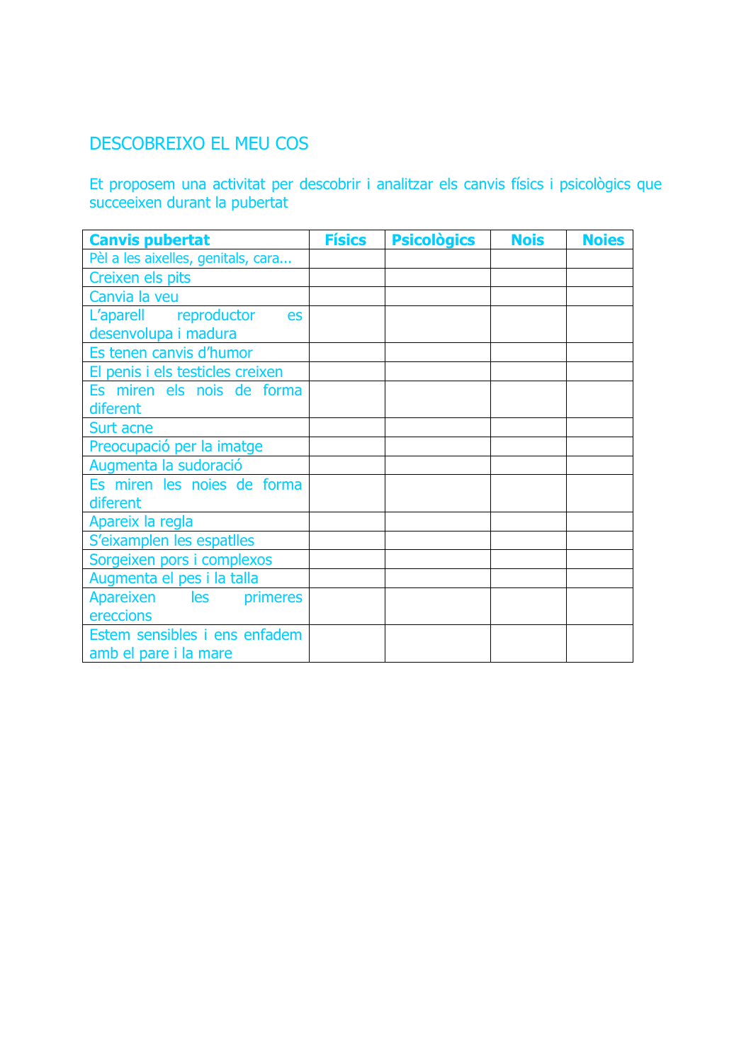# DESCOBREIXO EL MEU COS

Et proposem una activitat per descobrir i analitzar els canvis físics i psicològics que succeeixen durant la pubertat

| **Canvis pubertat** | **Físics** | **Psicològics** | **Nois** | **Noies** |
|---|---|---|---|---|
| Pèl a les aixelles, genitals, cara... | | | | |
| Creixen els pits | | | | |
| Canvia la veu | | | | |
| L'aparell reproductor es desenvolupa i madura | | | | |
| Es tenen canvis d'humor | | | | |
| El penis i els testicles creixen | | | | |
| Es miren els nois de forma diferent | | | | |
| Surt acne | | | | |
| Preocupació per la imatge | | | | |
| Augmenta la sudoració | | | | |
| Es miren les noies de forma diferent | | | | |
| Apareix la regla | | | | |
| S'eixamplen les espatlles | | | | |
| Sorgeixen pors i complexos | | | | |
| Augmenta el pes i la talla | | | | |
| Apareixen les primeres ereccions | | | | |
| Estem sensibles i ens enfadem amb el pare i la mare | | | | |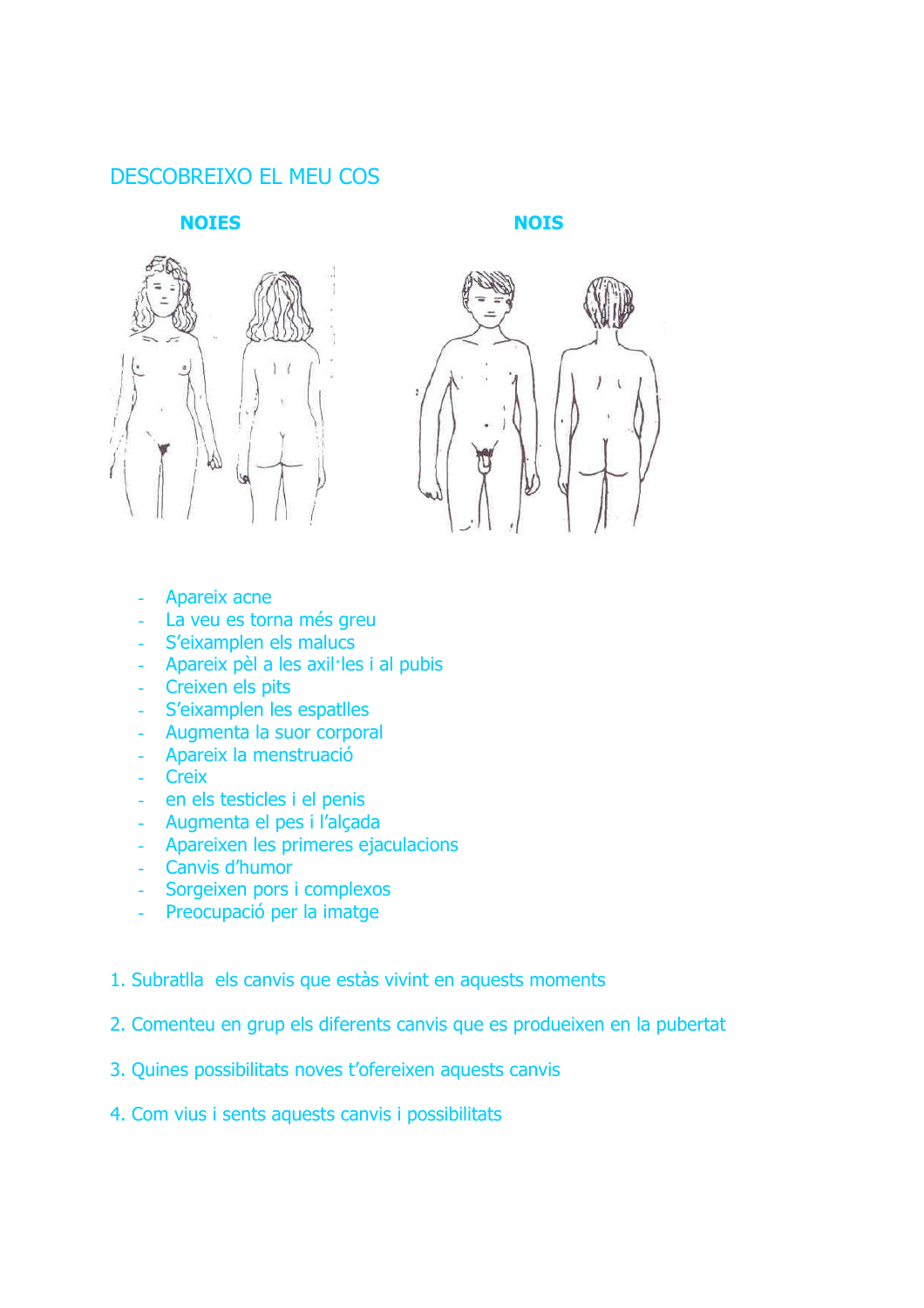# DESCOBREIXO EL MEU COS

**NOIES** **NOIS**

- Apareix acne
- La veu es torna més greu
- S'eixamplen els malucs
- Apareix pèl a les axil·les i al pubis
- Creixen els pits
- S'eixamplen les espatlles
- Augmenta la suor corporal
- Apareix la menstruació
- Creix
- en els testicles i el penis
- Augmenta el pes i l'alçada
- Apareixen les primeres ejaculacions
- Canvis d'humor
- Sorgeixen pors i complexos
- Preocupació per la imatge

1. Subratlla els canvis que estàs vivint en aquests moments
2. Comenteu en grup els diferents canvis que es produeixen en la pubertat
3. Quines possibilitats noves t'ofereixen aquests canvis
4. Com vius i sents aquests canvis i possibilitats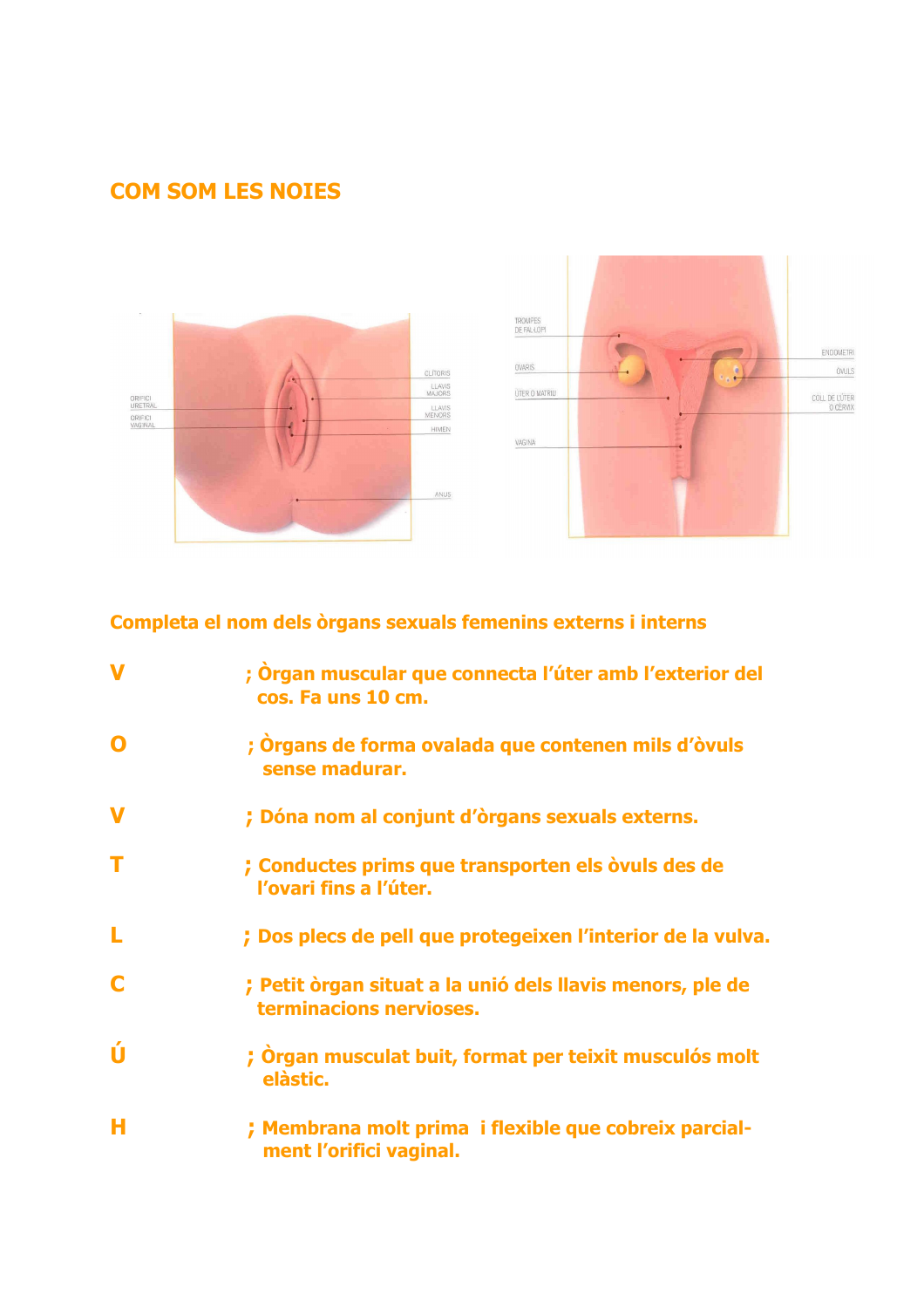## COM SOM LES NOIES

CLÍTORIS
LLAVIS MAJORS
LLAVIS MENORS
HIMEN
ANUS
ORIFICI URETRAL
ORIFICI VAGINAL

TROMPES DE FAL·LOPI
OVARIS
ÚTER O MATRIU
VAGINA
ENDOMETRI
ÒVULS
COLL DE L'ÚTER O CÈRVIX

### Completa el nom dels òrgans sexuals femenins externs i interns

**V** ; Òrgan muscular que connecta l'úter amb l'exterior del cos. Fa uns 10 cm.

**O** ; Òrgans de forma ovalada que contenen mils d'òvuls sense madurar.

**V** ; Dóna nom al conjunt d'òrgans sexuals externs.

**T** ; Conductes prims que transporten els òvuls des de l'ovari fins a l'úter.

**L** ; Dos plecs de pell que protegeixen l'interior de la vulva.

**C** ; Petit òrgan situat a la unió dels llavis menors, ple de terminacions nervioses.

**Ú** ; Òrgan musculat buit, format per teixit musculós molt elàstic.

**H** ; Membrana molt prima i flexible que cobreix parcialment l'orifici vaginal.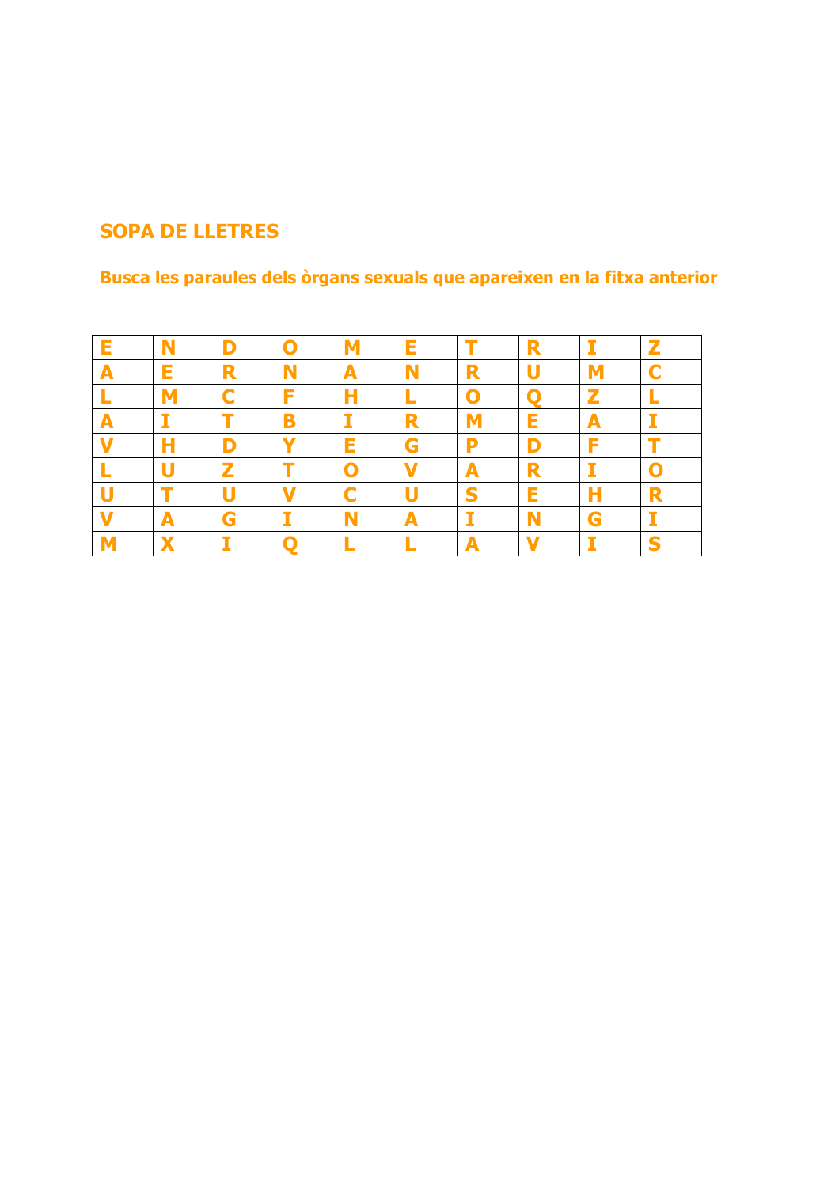**SOPA DE LLETRES**

**Busca les paraules dels òrgans sexuals que apareixen en la fitxa anterior**

| | | | | | | | | | |
|---|---|---|---|---|---|---|---|---|---|
| E | N | D | O | M | E | T | R | I | Z |
| A | E | R | N | A | N | R | U | M | C |
| L | M | C | F | H | L | O | Q | Z | L |
| A | I | T | B | I | R | M | E | A | I |
| V | H | D | Y | E | G | P | D | F | T |
| L | U | Z | T | O | V | A | R | I | O |
| U | T | U | V | C | U | S | E | H | R |
| V | A | G | I | N | A | I | N | G | I |
| M | X | I | Q | L | L | A | V | I | S |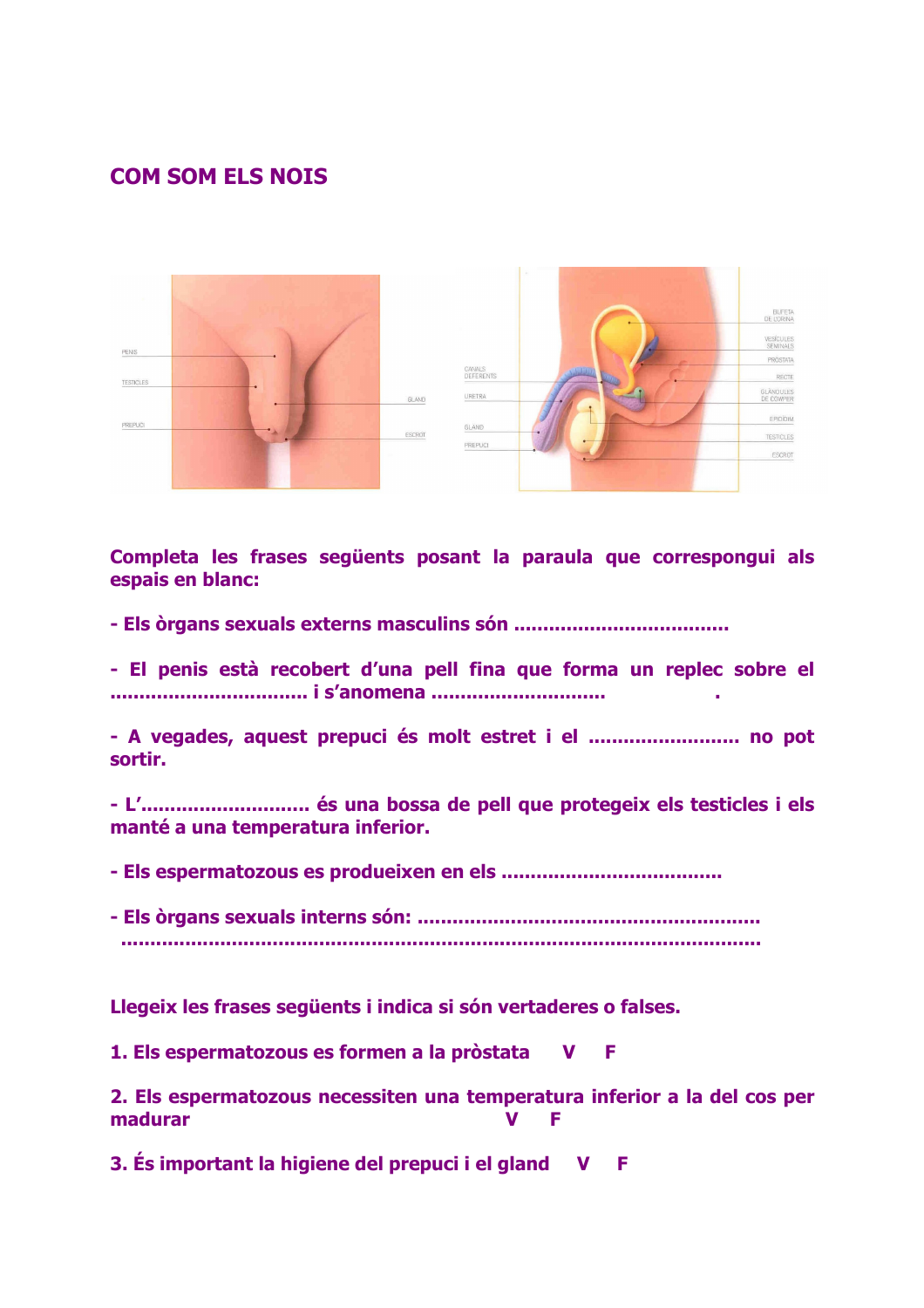# COM SOM ELS NOIS

Completa les frases següents posant la paraula que correspongui als espais en blanc:

- Els òrgans sexuals externs masculins són ....................................

- El penis està recobert d'una pell fina que forma un replec sobre el ................................. i s'anomena .............................               .

- A vegades, aquest prepuci és molt estret i el .......................... no pot sortir.

- L'............................ és una bossa de pell que protegeix els testicles i els manté a una temperatura inferior.

- Els espermatozous es produeixen en els ....................................

- Els òrgans sexuals interns són: ........................................................ ..................................................................................................

Llegeix les frases següents i indica si són vertaderes o falses.

1. Els espermatozous es formen a la pròstata   V   F

2. Els espermatozous necessiten una temperatura inferior a la del cos per madurar   V   F

3. És important la higiene del prepuci i el gland   V   F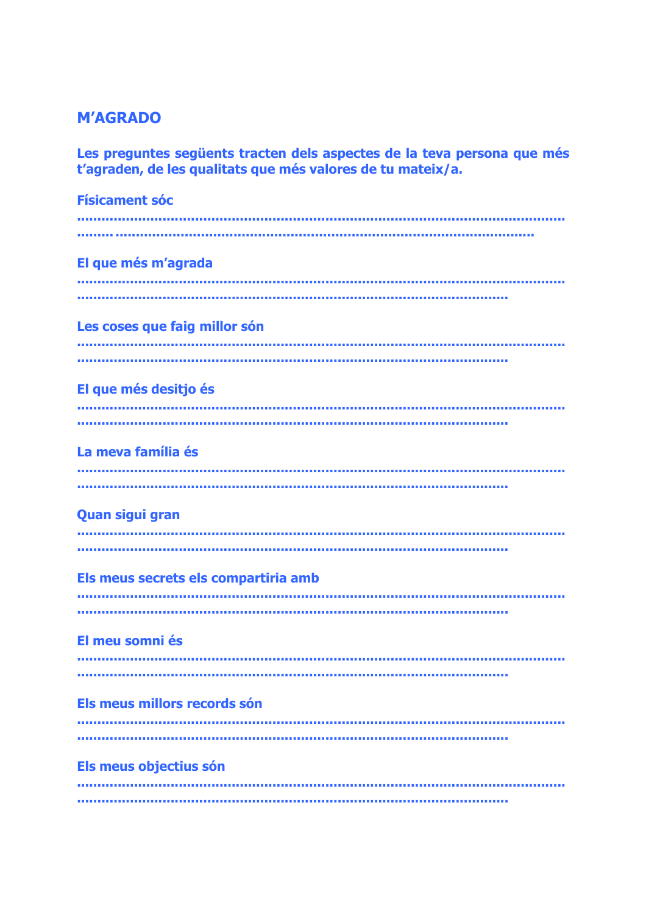## M'AGRADO

**Les preguntes següents tracten dels aspectes de la teva persona que més t'agraden, de les qualitats que més valores de tu mateix/a.**

**Físicament sóc**

..........................................................................................................................
......... ..............................................................................................................

**El que més m'agrada**

..........................................................................................................................
.............................................................................................................

**Les coses que faig millor són**

..........................................................................................................................
.............................................................................................................

**El que més desitjo és**

..........................................................................................................................
.............................................................................................................

**La meva família és**

..........................................................................................................................
.............................................................................................................

**Quan sigui gran**

..........................................................................................................................
.............................................................................................................

**Els meus secrets els compartiria amb**

..........................................................................................................................
.............................................................................................................

**El meu somni és**

..........................................................................................................................
.............................................................................................................

**Els meus millors records són**

..........................................................................................................................
.............................................................................................................

**Els meus objectius són**

..........................................................................................................................
.............................................................................................................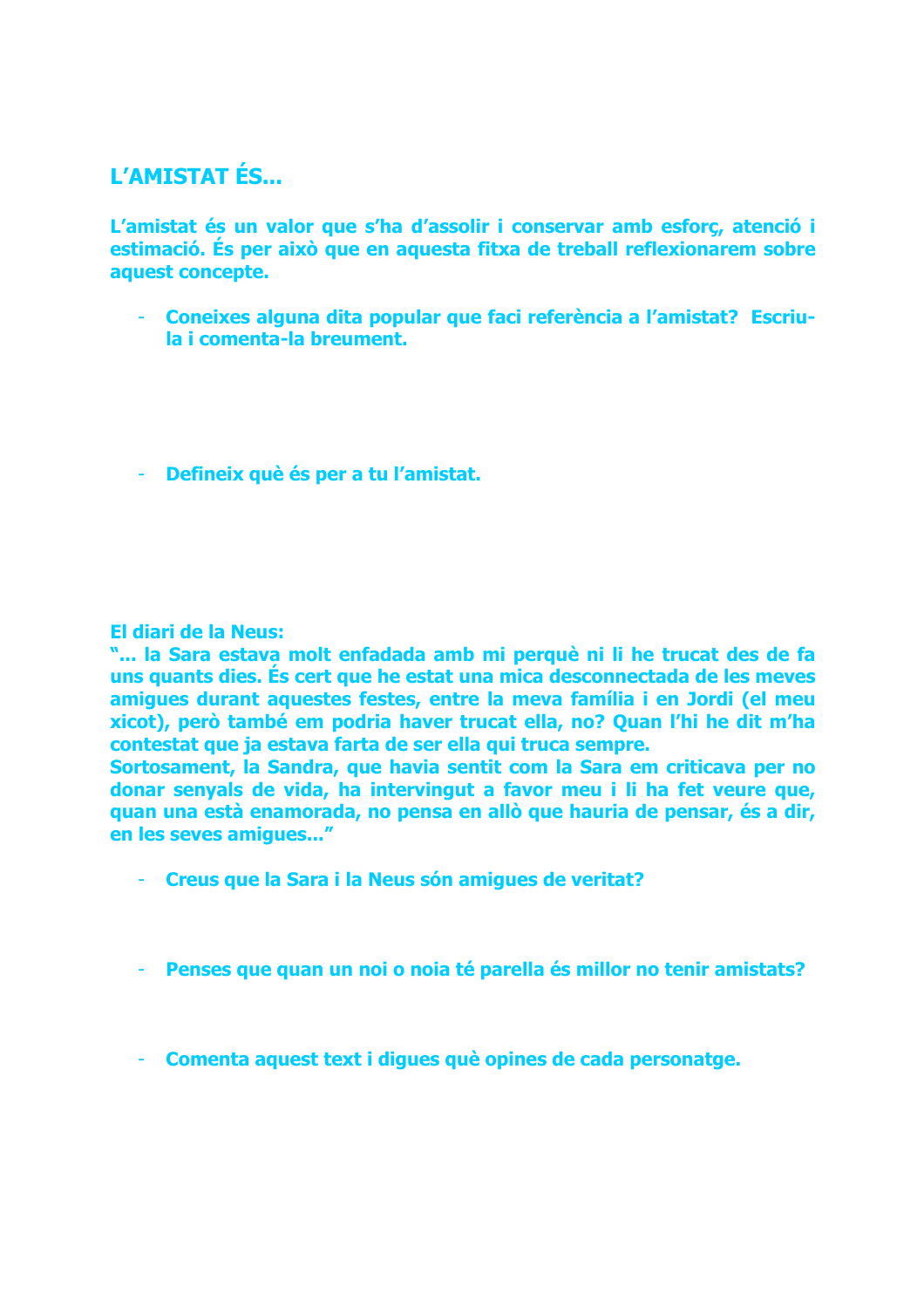## L'AMISTAT ÉS...

**L'amistat és un valor que s'ha d'assolir i conservar amb esforç, atenció i estimació. És per això que en aquesta fitxa de treball reflexionarem sobre aquest concepte.**

- **Coneixes alguna dita popular que faci referència a l'amistat? Escriu-la i comenta-la breument.**

- **Defineix què és per a tu l'amistat.**

**El diari de la Neus:**

**"... la Sara estava molt enfadada amb mi perquè ni li he trucat des de fa uns quants dies. És cert que he estat una mica desconnectada de les meves amigues durant aquestes festes, entre la meva família i en Jordi (el meu xicot), però també em podria haver trucat ella, no? Quan l'hi he dit m'ha contestat que ja estava farta de ser ella qui truca sempre.**
**Sortosament, la Sandra, que havia sentit com la Sara em criticava per no donar senyals de vida, ha intervingut a favor meu i li ha fet veure que, quan una està enamorada, no pensa en allò que hauria de pensar, és a dir, en les seves amigues..."**

- **Creus que la Sara i la Neus són amigues de veritat?**

- **Penses que quan un noi o noia té parella és millor no tenir amistats?**

- **Comenta aquest text i digues què opines de cada personatge.**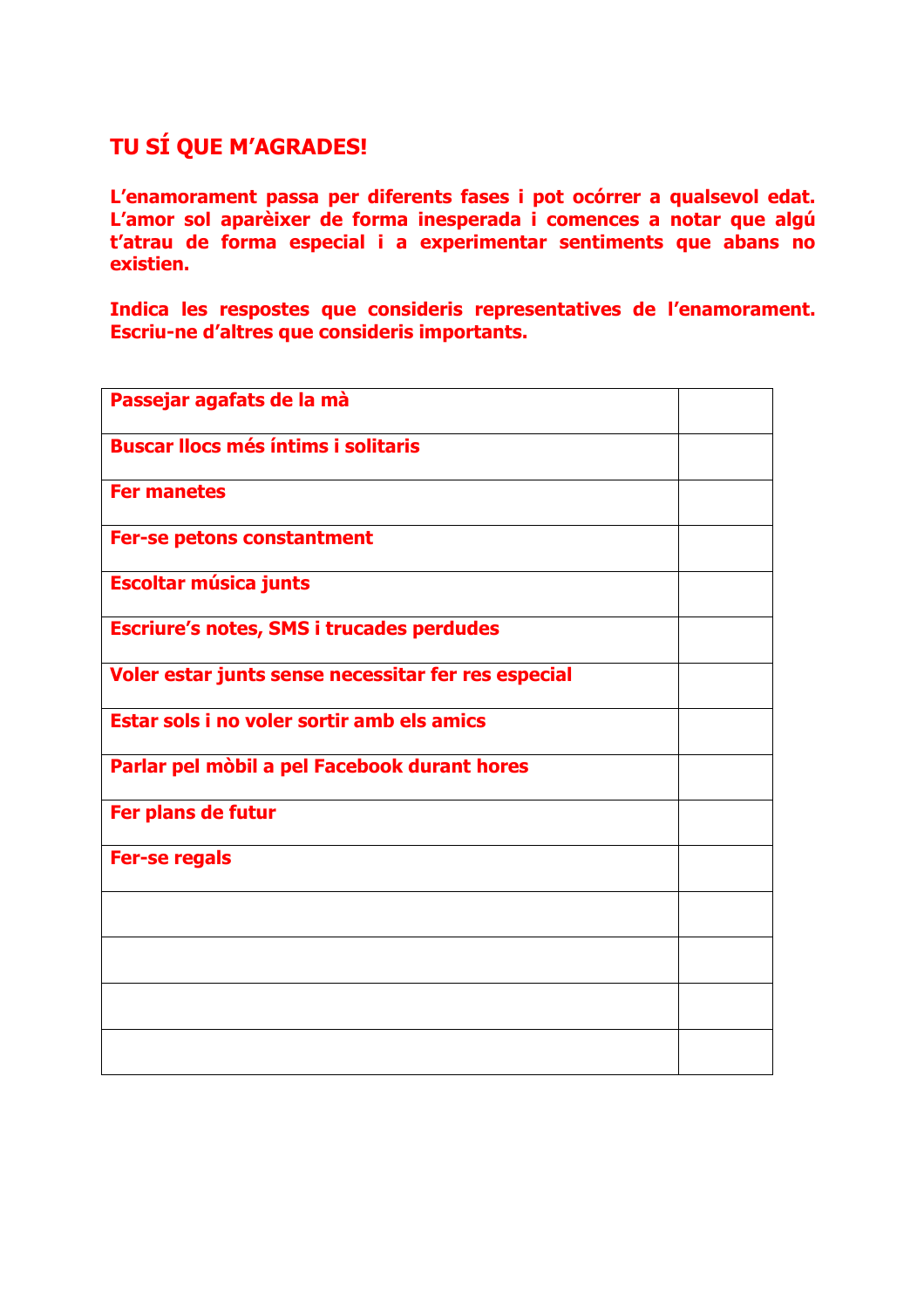## TU SÍ QUE M'AGRADES!

**L'enamorament passa per diferents fases i pot ocórrer a qualsevol edat. L'amor sol aparèixer de forma inesperada i comences a notar que algú t'atrau de forma especial i a experimentar sentiments que abans no existien.**

**Indica les respostes que consideris representatives de l'enamorament. Escriu-ne d'altres que consideris importants.**

| | |
|---|---|
| **Passejar agafats de la mà** | |
| **Buscar llocs més íntims i solitaris** | |
| **Fer manetes** | |
| **Fer-se petons constantment** | |
| **Escoltar música junts** | |
| **Escriure's notes, SMS i trucades perdudes** | |
| **Voler estar junts sense necessitar fer res especial** | |
| **Estar sols i no voler sortir amb els amics** | |
| **Parlar pel mòbil a pel Facebook durant hores** | |
| **Fer plans de futur** | |
| **Fer-se regals** | |
| | |
| | |
| | |
| | |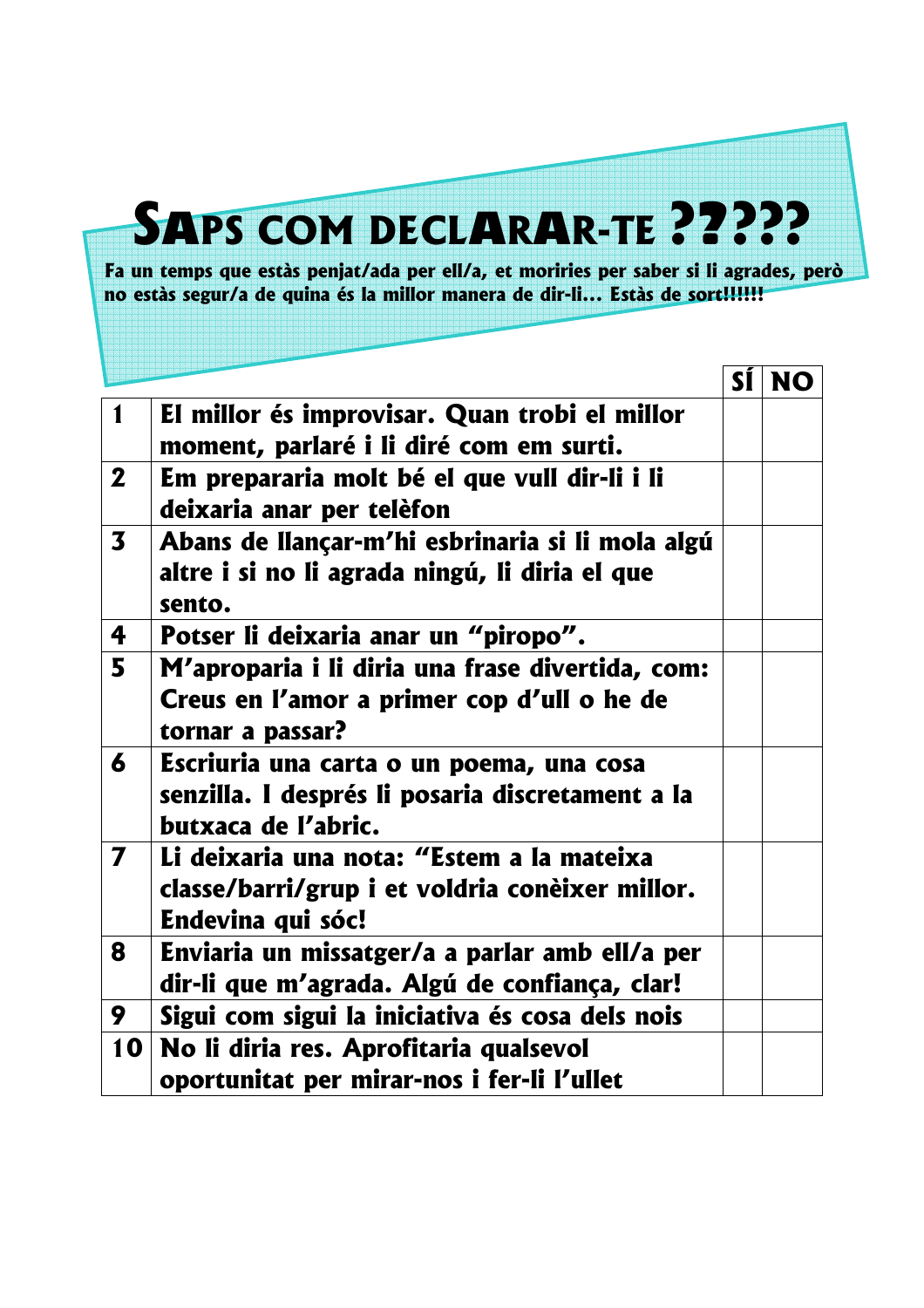# SAPS COM DECLARAR-TE ?????

**Fa un temps que estàs penjat/ada per ell/a, et moriries per saber si li agrades, però no estàs segur/a de quina és la millor manera de dir-li... Estàs de sort!!!!!!**

| | | SÍ | NO |
|---|---|---|---|
| **1** | **El millor és improvisar. Quan trobi el millor moment, parlaré i li diré com em surti.** | | |
| **2** | **Em prepararia molt bé el que vull dir-li i li deixaria anar per telèfon** | | |
| **3** | **Abans de llançar-m'hi esbrinaria si li mola algú altre i si no li agrada ningú, li diria el que sento.** | | |
| **4** | **Potser li deixaria anar un "piropo".** | | |
| **5** | **M'aproparia i li diria una frase divertida, com: Creus en l'amor a primer cop d'ull o he de tornar a passar?** | | |
| **6** | **Escriuria una carta o un poema, una cosa senzilla. I després li posaria discretament a la butxaca de l'abric.** | | |
| **7** | **Li deixaria una nota: "Estem a la mateixa classe/barri/grup i et voldria conèixer millor. Endevina qui sóc!** | | |
| **8** | **Enviaria un missatger/a a parlar amb ell/a per dir-li que m'agrada. Algú de confiança, clar!** | | |
| **9** | **Sigui com sigui la iniciativa és cosa dels nois** | | |
| **10** | **No li diria res. Aprofitaria qualsevol oportunitat per mirar-nos i fer-li l'ullet** | | |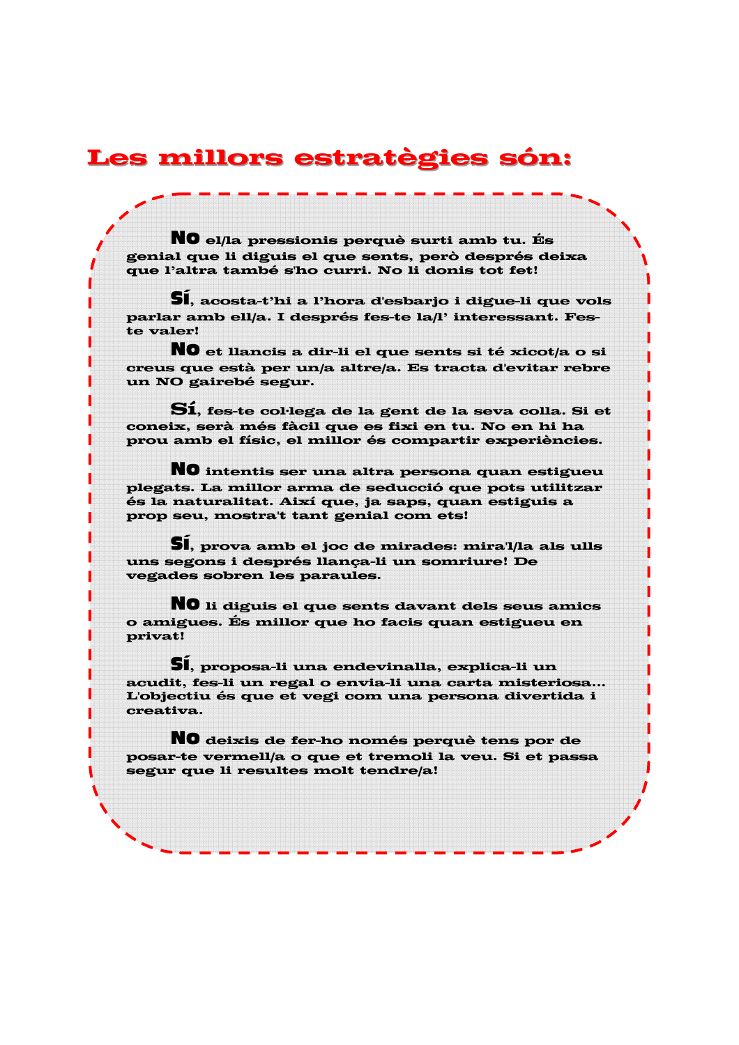## Les millors estratègies són:

**No** el/la pressionis perquè surti amb tu. És genial que li diguis el que sents, però després deixa que l'altra també s'ho curri. No li donis tot fet!

**Sí**, acosta-t'hi a l'hora d'esbarjo i digue-li que vols parlar amb ell/a. I després fes-te la/l' interessant. Fes-te valer!

**No** et llancis a dir-li el que sents si té xicot/a o si creus que està per un/a altre/a. Es tracta d'evitar rebre un NO gairebé segur.

**Sí**, fes-te col·lega de la gent de la seva colla. Si et coneix, serà més fàcil que es fixi en tu. No en hi ha prou amb el físic, el millor és compartir experiències.

**No** intentis ser una altra persona quan estigueu plegats. La millor arma de seducció que pots utilitzar és la naturalitat. Així que, ja saps, quan estiguis a prop seu, mostra't tant genial com ets!

**Sí**, prova amb el joc de mirades: mira'l/la als ulls uns segons i després llança-li un somriure! De vegades sobren les paraules.

**No** li diguis el que sents davant dels seus amics o amigues. És millor que ho facis quan estigueu en privat!

**Sí**, proposa-li una endevinalla, explica-li un acudit, fes-li un regal o envia-li una carta misteriosa... L'objectiu és que et vegi com una persona divertida i creativa.

**No** deixis de fer-ho només perquè tens por de posar-te vermell/a o que et tremoli la veu. Si et passa segur que li resultes molt tendre/a!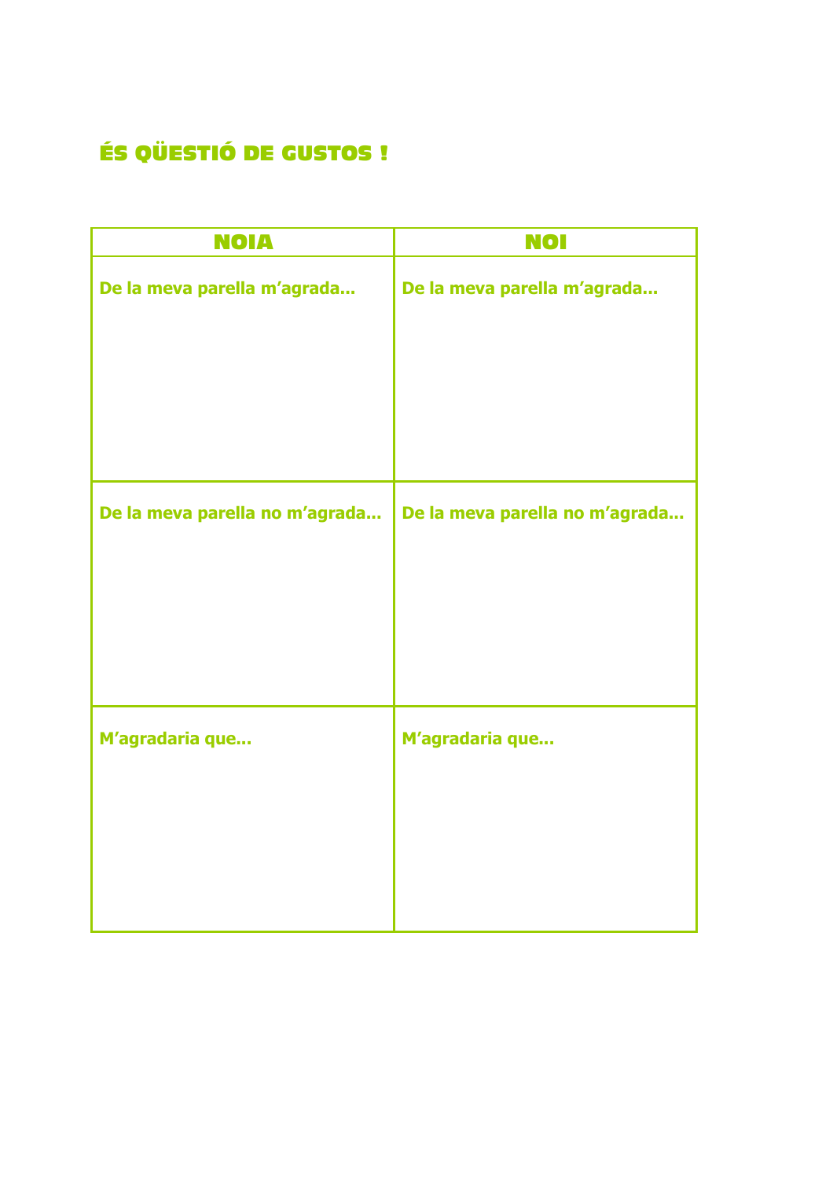## ÉS QÜESTIÓ DE GUSTOS !

| NOIA | NOI |
|---|---|
| **De la meva parella m'agrada...** | **De la meva parella m'agrada...** |
| **De la meva parella no m'agrada...** | **De la meva parella no m'agrada...** |
| **M'agradaria que...** | **M'agradaria que...** |